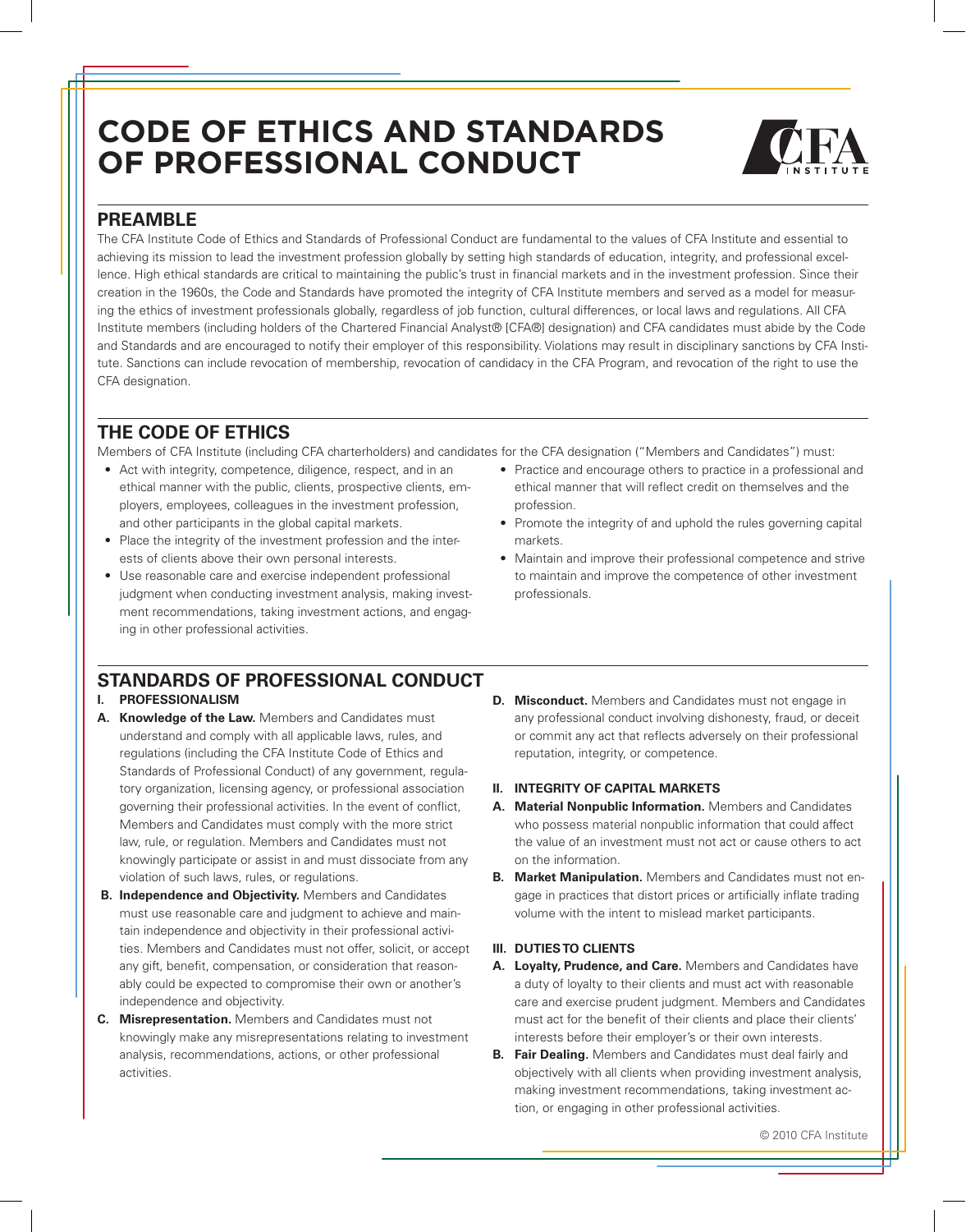# CODE OF ETHICS AND STANDARDS OF PROFESSIONAL CONDUCT

## PREAMBLE

The CFA Institute Code of Ethics and Standards of Professional Conduct are fundamental to the values of CFA Institute and essential to achieving its mission to lead the investment profession globally by setting high standards of education, integrity, and professional excellence. High ethical standards are critical to maintaining the public's trust in financial markets and in the investment profession. Since their creation in the 1960s, the Code and Standards have promoted the integrity of CFA Institute members and served as a model for measuring the ethics of investment professionals globally, regardless of job function, cultural differences, or local laws and regulations. All CFA Institute members (including holders of the Chartered Financial Analyst® [CFA®] designation) and CFA candidates must abide by the Code and Standards and are encouraged to notify their employer of this responsibility. Violations may result in disciplinary sanctions by CFA Institute. Sanctions can include revocation of membership, revocation of candidacy in the CFA Program, and revocation of the right to use the CFA designation.

## THE CODE OF ETHICS

Members of CFA Institute (including CFA charterholders) and candidates for the CFA designation ("Members and Candidates") must:

- Act with integrity, competence, diligence, respect, and in an ethical manner with the public, clients, prospective clients, employers, employees, colleagues in the investment profession, and other participants in the global capital markets.
- Place the integrity of the investment profession and the interests of clients above their own personal interests.
- Use reasonable care and exercise independent professional judgment when conducting investment analysis, making investment recommendations, taking investment actions, and engaging in other professional activities.
- Practice and encourage others to practice in a professional and ethical manner that will reflect credit on themselves and the profession.
- Promote the integrity of and uphold the rules governing capital markets.
- Maintain and improve their professional competence and strive to maintain and improve the competence of other investment professionals.

## STANDARDS OF PROFESSIONAL CONDUCT

### I. PROFESSIONALISM

**A. Knowledge of the Law.** Members and Candidates must understand and comply with all applicable laws, rules, and regulations (including the CFA Institute Code of Ethics and Standards of Professional Conduct) of any government, regulatory organization, licensing agency, or professional association governing their professional activities. In the event of conflict, Members and Candidates must comply with the more strict law, rule, or regulation. Members and Candidates must not knowingly participate or assist in and must dissociate from any violation of such laws, rules, or regulations.

**B. Independence and Objectivity.** Members and Candidates must use reasonable care and judgment to achieve and maintain independence and objectivity in their professional activities. Members and Candidates must not offer, solicit, or accept any gift, benefit, compensation, or consideration that reasonably could be expected to compromise their own or another's independence and objectivity.

**C. Misrepresentation.** Members and Candidates must not knowingly make any misrepresentations relating to investment analysis, recommendations, actions, or other professional activities.

**D. Misconduct.** Members and Candidates must not engage in any professional conduct involving dishonesty, fraud, or deceit or commit any act that reflects adversely on their professional reputation, integrity, or competence.

### II. INTEGRITY OF CAPITAL MARKETS

**A. Material Nonpublic Information.** Members and Candidates who possess material nonpublic information that could affect the value of an investment must not act or cause others to act on the information.

**B. Market Manipulation.** Members and Candidates must not engage in practices that distort prices or artificially inflate trading volume with the intent to mislead market participants.

### III. DUTIES TO CLIENTS

**A. Loyalty, Prudence, and Care.** Members and Candidates have a duty of loyalty to their clients and must act with reasonable care and exercise prudent judgment. Members and Candidates must act for the benefit of their clients and place their clients' interests before their employer's or their own interests.

**B. Fair Dealing.** Members and Candidates must deal fairly and objectively with all clients when providing investment analysis, making investment recommendations, taking investment action, or engaging in other professional activities.

© 2010 CFA Institute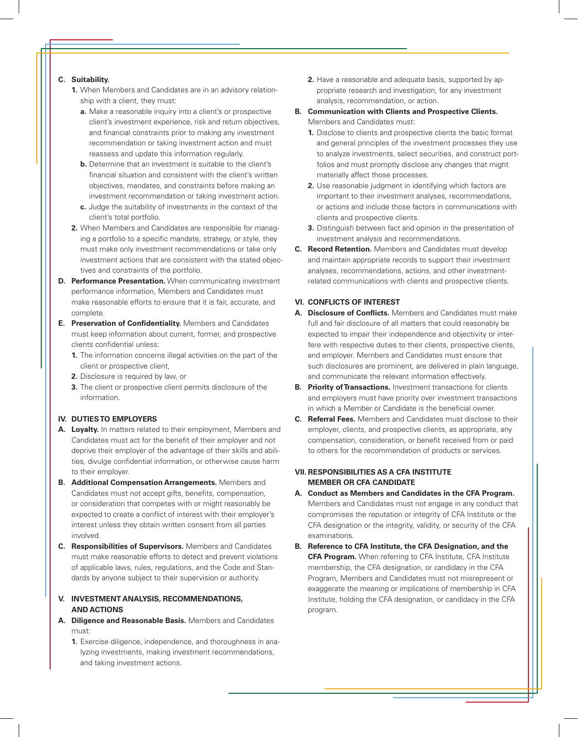**C. Suitability.**

1. When Members and Candidates are in an advisory relationship with a client, they must:
   - **a.** Make a reasonable inquiry into a client's or prospective client's investment experience, risk and return objectives, and financial constraints prior to making any investment recommendation or taking investment action and must reassess and update this information regularly.
   - **b.** Determine that an investment is suitable to the client's financial situation and consistent with the client's written objectives, mandates, and constraints before making an investment recommendation or taking investment action.
   - **c.** Judge the suitability of investments in the context of the client's total portfolio.
2. When Members and Candidates are responsible for managing a portfolio to a specific mandate, strategy, or style, they must make only investment recommendations or take only investment actions that are consistent with the stated objectives and constraints of the portfolio.

**D. Performance Presentation.** When communicating investment performance information, Members and Candidates must make reasonable efforts to ensure that it is fair, accurate, and complete.

**E. Preservation of Confidentiality.** Members and Candidates must keep information about current, former, and prospective clients confidential unless:

1. The information concerns illegal activities on the part of the client or prospective client,
2. Disclosure is required by law, or
3. The client or prospective client permits disclosure of the information.

## IV. DUTIES TO EMPLOYERS

**A. Loyalty.** In matters related to their employment, Members and Candidates must act for the benefit of their employer and not deprive their employer of the advantage of their skills and abilities, divulge confidential information, or otherwise cause harm to their employer.

**B. Additional Compensation Arrangements.** Members and Candidates must not accept gifts, benefits, compensation, or consideration that competes with or might reasonably be expected to create a conflict of interest with their employer's interest unless they obtain written consent from all parties involved.

**C. Responsibilities of Supervisors.** Members and Candidates must make reasonable efforts to detect and prevent violations of applicable laws, rules, regulations, and the Code and Standards by anyone subject to their supervision or authority.

## V. INVESTMENT ANALYSIS, RECOMMENDATIONS, AND ACTIONS

**A. Diligence and Reasonable Basis.** Members and Candidates must:

1. Exercise diligence, independence, and thoroughness in analyzing investments, making investment recommendations, and taking investment actions.
2. Have a reasonable and adequate basis, supported by appropriate research and investigation, for any investment analysis, recommendation, or action.

**B. Communication with Clients and Prospective Clients.** Members and Candidates must:

1. Disclose to clients and prospective clients the basic format and general principles of the investment processes they use to analyze investments, select securities, and construct portfolios and must promptly disclose any changes that might materially affect those processes.
2. Use reasonable judgment in identifying which factors are important to their investment analyses, recommendations, or actions and include those factors in communications with clients and prospective clients.
3. Distinguish between fact and opinion in the presentation of investment analysis and recommendations.

**C. Record Retention.** Members and Candidates must develop and maintain appropriate records to support their investment analyses, recommendations, actions, and other investment-related communications with clients and prospective clients.

## VI. CONFLICTS OF INTEREST

**A. Disclosure of Conflicts.** Members and Candidates must make full and fair disclosure of all matters that could reasonably be expected to impair their independence and objectivity or interfere with respective duties to their clients, prospective clients, and employer. Members and Candidates must ensure that such disclosures are prominent, are delivered in plain language, and communicate the relevant information effectively.

**B. Priority of Transactions.** Investment transactions for clients and employers must have priority over investment transactions in which a Member or Candidate is the beneficial owner.

**C. Referral Fees.** Members and Candidates must disclose to their employer, clients, and prospective clients, as appropriate, any compensation, consideration, or benefit received from or paid to others for the recommendation of products or services.

## VII. RESPONSIBILITIES AS A CFA INSTITUTE MEMBER OR CFA CANDIDATE

**A. Conduct as Members and Candidates in the CFA Program.** Members and Candidates must not engage in any conduct that compromises the reputation or integrity of CFA Institute or the CFA designation or the integrity, validity, or security of the CFA examinations.

**B. Reference to CFA Institute, the CFA Designation, and the CFA Program.** When referring to CFA Institute, CFA Institute membership, the CFA designation, or candidacy in the CFA Program, Members and Candidates must not misrepresent or exaggerate the meaning or implications of membership in CFA Institute, holding the CFA designation, or candidacy in the CFA program.